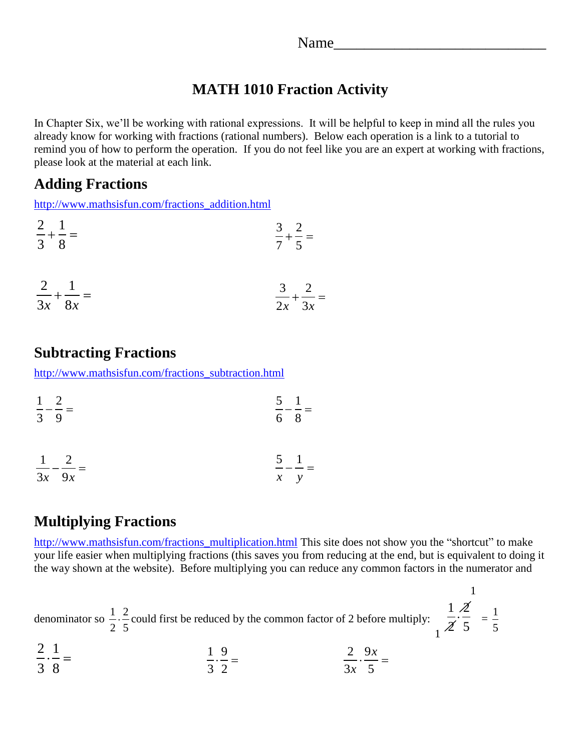Name____________________________

# MATH 1010 Fraction Activity

In Chapter Six, we'll be working with rational expressions. It will be helpful to keep in mind all the rules you already know for working with fractions (rational numbers). Below each operation is a link to a tutorial to remind you of how to perform the operation. If you do not feel like you are an expert at working with fractions, please look at the material at each link.

## Adding Fractions

http://www.mathsisfun.com/fractions_addition.html

$\frac{2}{3}+\frac{1}{8}=$

$\frac{3}{7}+\frac{2}{5}=$

$\frac{2}{3x}+\frac{1}{8x}=$

$\frac{3}{2x}+\frac{2}{3x}=$

## Subtracting Fractions

http://www.mathsisfun.com/fractions_subtraction.html

$\frac{1}{3}-\frac{2}{9}=$

$\frac{5}{6}-\frac{1}{8}=$

$\frac{1}{3x}-\frac{2}{9x}=$

$\frac{5}{x}-\frac{1}{y}=$

## Multiplying Fractions

http://www.mathsisfun.com/fractions_multiplication.html This site does not show you the "shortcut" to make your life easier when multiplying fractions (this saves you from reducing at the end, but is equivalent to doing it the way shown at the website). Before multiplying you can reduce any common factors in the numerator and denominator so $\frac{1}{2}\cdot\frac{2}{5}$ could first be reduced by the common factor of 2 before multiply: $\frac{1}{\cancel{2}_{1}}\cdot\frac{\cancel{2}^{1}}{5}=\frac{1}{5}$

$\frac{2}{3}\cdot\frac{1}{8}=$

$\frac{1}{3}\cdot\frac{9}{2}=$

$\frac{2}{3x}\cdot\frac{9x}{5}=$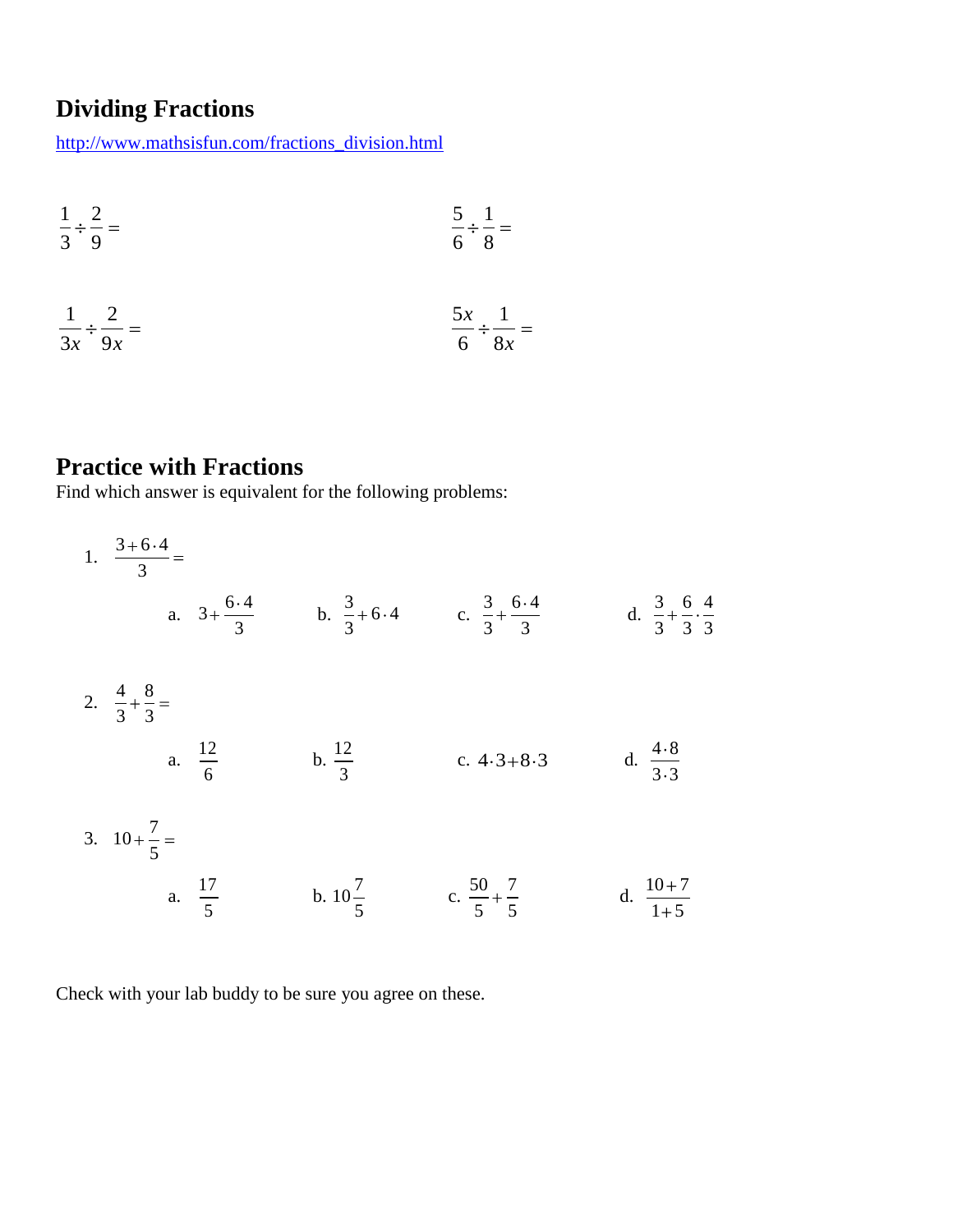## Dividing Fractions

http://www.mathsisfun.com/fractions_division.html

$\frac{1}{3} \div \frac{2}{9} =$

$\frac{5}{6} \div \frac{1}{8} =$

$\frac{1}{3x} \div \frac{2}{9x} =$

$\frac{5x}{6} \div \frac{1}{8x} =$

## Practice with Fractions

Find which answer is equivalent for the following problems:

1. $\frac{3 + 6 \cdot 4}{3} =$

   a. $3 + \frac{6 \cdot 4}{3}$ b. $\frac{3}{3} + 6 \cdot 4$ c. $\frac{3}{3} + \frac{6 \cdot 4}{3}$ d. $\frac{3}{3} + \frac{6}{3} \cdot \frac{4}{3}$

2. $\frac{4}{3} + \frac{8}{3} =$

   a. $\frac{12}{6}$ b. $\frac{12}{3}$ c. $4 \cdot 3 + 8 \cdot 3$ d. $\frac{4 \cdot 8}{3 \cdot 3}$

3. $10 + \frac{7}{5} =$

   a. $\frac{17}{5}$ b. $10\frac{7}{5}$ c. $\frac{50}{5} + \frac{7}{5}$ d. $\frac{10 + 7}{1 + 5}$

Check with your lab buddy to be sure you agree on these.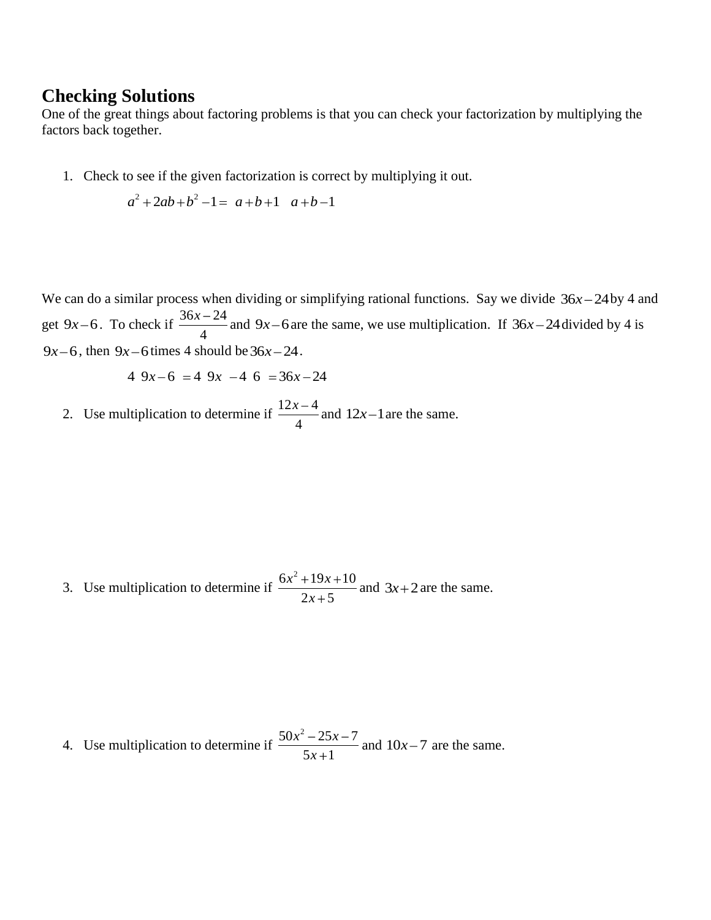## Checking Solutions

One of the great things about factoring problems is that you can check your factorization by multiplying the factors back together.

1. Check to see if the given factorization is correct by multiplying it out.

$$a^2 + 2ab + b^2 - 1 = (a + b + 1)(a + b - 1)$$

We can do a similar process when dividing or simplifying rational functions. Say we divide $36x - 24$ by 4 and get $9x - 6$. To check if $\frac{36x-24}{4}$ and $9x - 6$ are the same, we use multiplication. If $36x - 24$ divided by 4 is $9x - 6$, then $9x - 6$ times 4 should be $36x - 24$.

$$4(9x - 6) = 4(9x) - 4(6) = 36x - 24$$

2. Use multiplication to determine if $\frac{12x-4}{4}$ and $12x - 1$ are the same.

3. Use multiplication to determine if $\frac{6x^2 + 19x + 10}{2x + 5}$ and $3x + 2$ are the same.

4. Use multiplication to determine if $\frac{50x^2 - 25x - 7}{5x + 1}$ and $10x - 7$ are the same.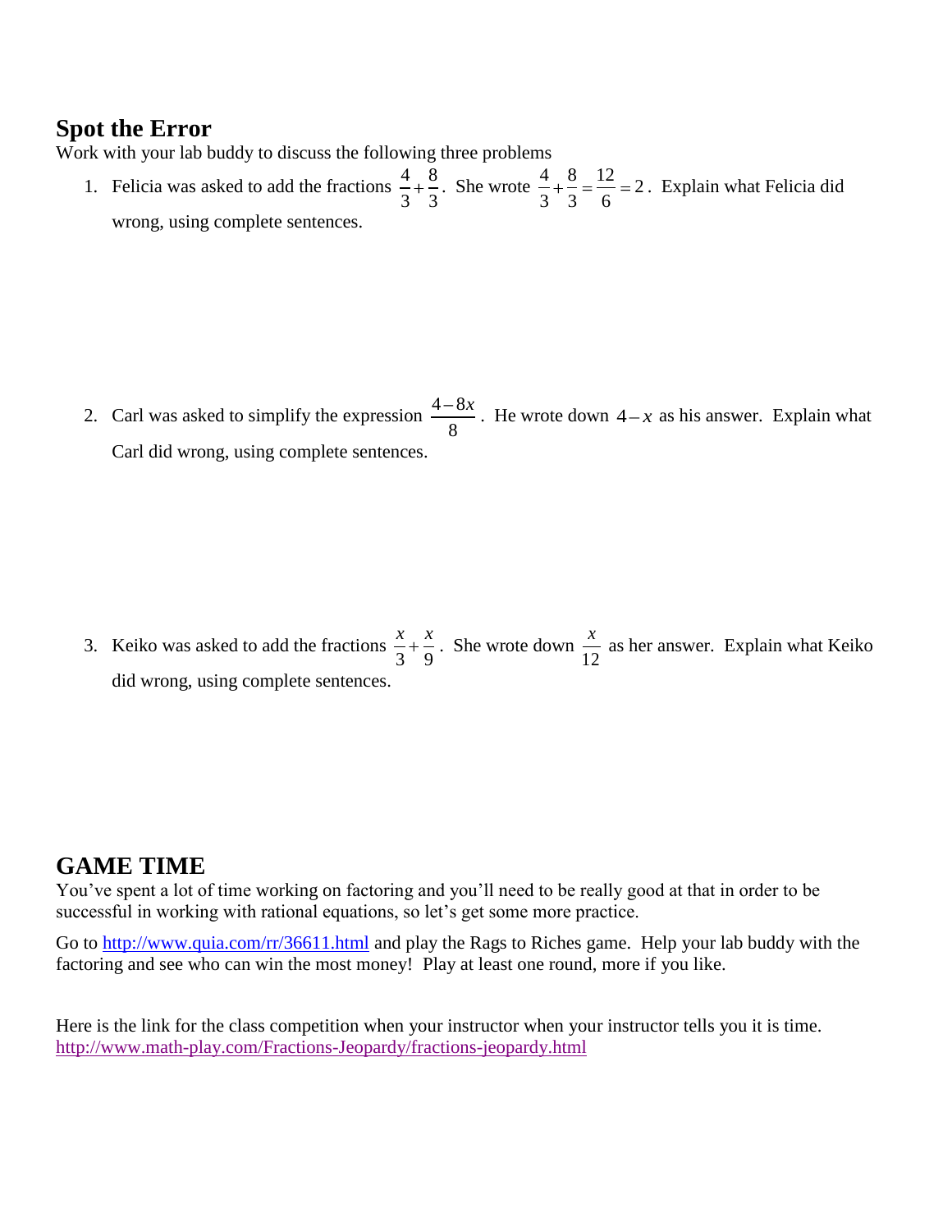## Spot the Error

Work with your lab buddy to discuss the following three problems

1. Felicia was asked to add the fractions $\frac{4}{3}+\frac{8}{3}$. She wrote $\frac{4}{3}+\frac{8}{3}=\frac{12}{6}=2$. Explain what Felicia did wrong, using complete sentences.

2. Carl was asked to simplify the expression $\frac{4-8x}{8}$. He wrote down $4-x$ as his answer. Explain what Carl did wrong, using complete sentences.

3. Keiko was asked to add the fractions $\frac{x}{3}+\frac{x}{9}$. She wrote down $\frac{x}{12}$ as her answer. Explain what Keiko did wrong, using complete sentences.

## GAME TIME

You've spent a lot of time working on factoring and you'll need to be really good at that in order to be successful in working with rational equations, so let's get some more practice.

Go to http://www.quia.com/rr/36611.html and play the Rags to Riches game. Help your lab buddy with the factoring and see who can win the most money! Play at least one round, more if you like.

Here is the link for the class competition when your instructor when your instructor tells you it is time.
http://www.math-play.com/Fractions-Jeopardy/fractions-jeopardy.html